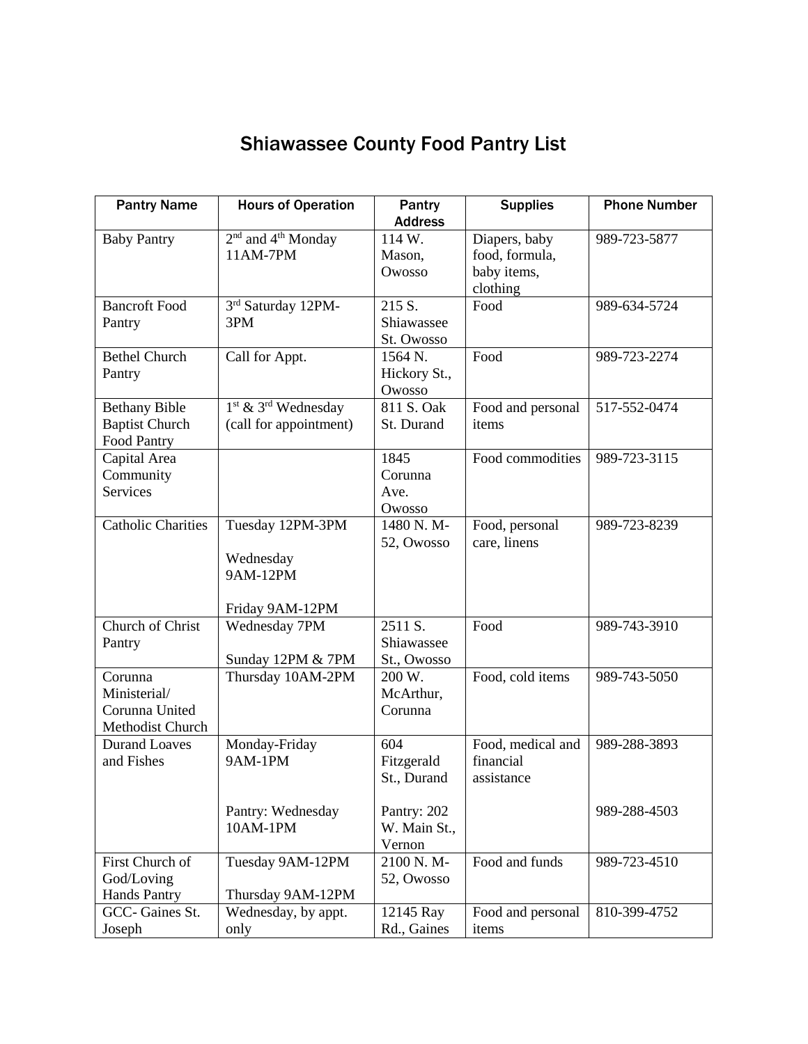# Shiawassee County Food Pantry List

| Pantry Name | Hours of Operation | Pantry Address | Supplies | Phone Number |
|---|---|---|---|---|
| Baby Pantry | 2nd and 4th Monday 11AM-7PM | 114 W. Mason, Owosso | Diapers, baby food, formula, baby items, clothing | 989-723-5877 |
| Bancroft Food Pantry | 3rd Saturday 12PM-3PM | 215 S. Shiawassee St. Owosso | Food | 989-634-5724 |
| Bethel Church Pantry | Call for Appt. | 1564 N. Hickory St., Owosso | Food | 989-723-2274 |
| Bethany Bible Baptist Church Food Pantry | 1st & 3rd Wednesday (call for appointment) | 811 S. Oak St. Durand | Food and personal items | 517-552-0474 |
| Capital Area Community Services | | 1845 Corunna Ave. Owosso | Food commodities | 989-723-3115 |
| Catholic Charities | Tuesday 12PM-3PM<br><br>Wednesday 9AM-12PM<br><br>Friday 9AM-12PM | 1480 N. M-52, Owosso | Food, personal care, linens | 989-723-8239 |
| Church of Christ Pantry | Wednesday 7PM<br><br>Sunday 12PM & 7PM | 2511 S. Shiawassee St., Owosso | Food | 989-743-3910 |
| Corunna Ministerial/ Corunna United Methodist Church | Thursday 10AM-2PM | 200 W. McArthur, Corunna | Food, cold items | 989-743-5050 |
| Durand Loaves and Fishes | Monday-Friday 9AM-1PM<br><br>Pantry: Wednesday 10AM-1PM | 604 Fitzgerald St., Durand<br><br>Pantry: 202 W. Main St., Vernon | Food, medical and financial assistance | 989-288-3893<br><br>989-288-4503 |
| First Church of God/Loving Hands Pantry | Tuesday 9AM-12PM<br><br>Thursday 9AM-12PM | 2100 N. M-52, Owosso | Food and funds | 989-723-4510 |
| GCC- Gaines St. Joseph | Wednesday, by appt. only | 12145 Ray Rd., Gaines | Food and personal items | 810-399-4752 |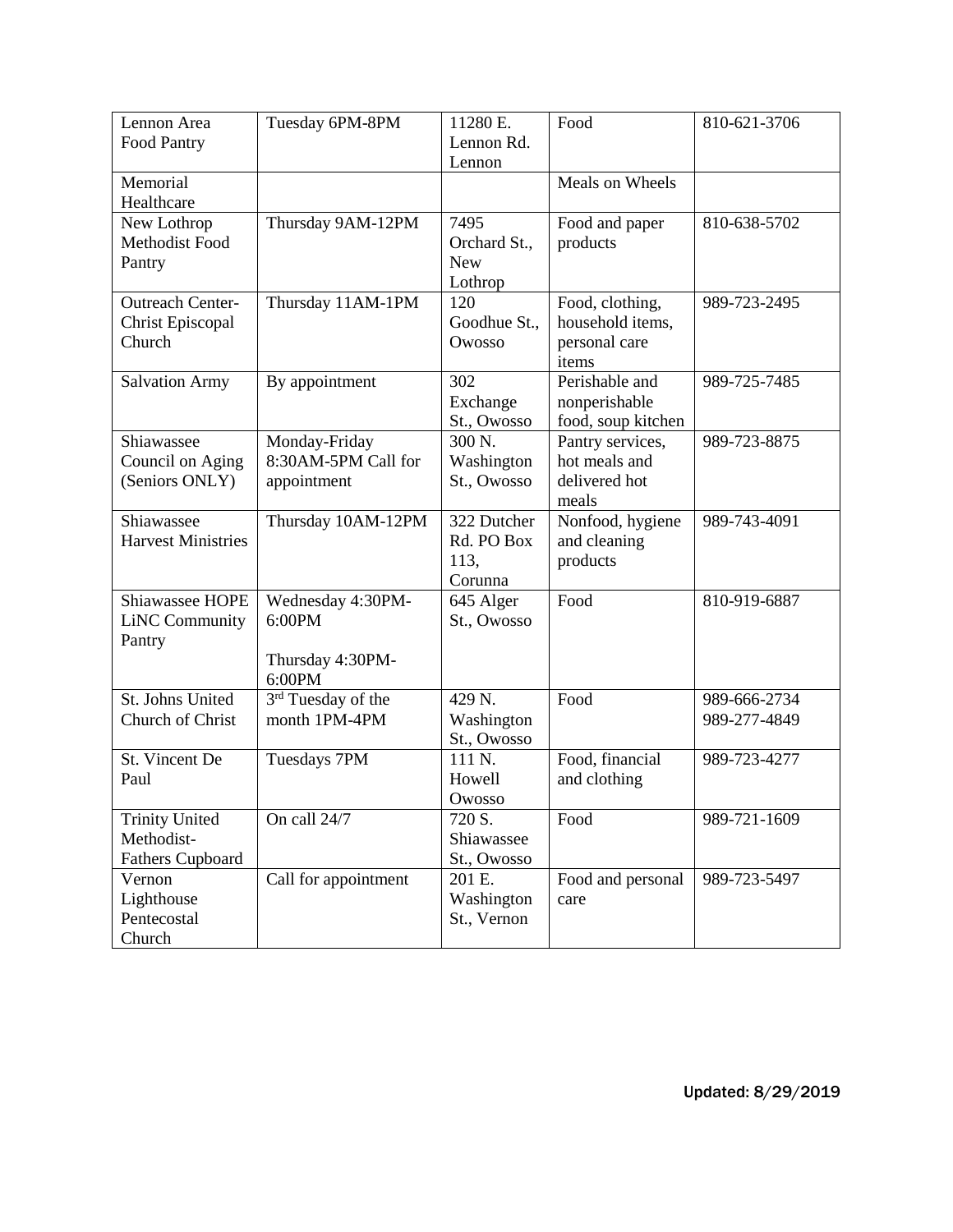| | | | | |
|---|---|---|---|---|
| Lennon Area Food Pantry | Tuesday 6PM-8PM | 11280 E. Lennon Rd. Lennon | Food | 810-621-3706 |
| Memorial Healthcare | | | Meals on Wheels | |
| New Lothrop Methodist Food Pantry | Thursday 9AM-12PM | 7495 Orchard St., New Lothrop | Food and paper products | 810-638-5702 |
| Outreach Center-Christ Episcopal Church | Thursday 11AM-1PM | 120 Goodhue St., Owosso | Food, clothing, household items, personal care items | 989-723-2495 |
| Salvation Army | By appointment | 302 Exchange St., Owosso | Perishable and nonperishable food, soup kitchen | 989-725-7485 |
| Shiawassee Council on Aging (Seniors ONLY) | Monday-Friday 8:30AM-5PM Call for appointment | 300 N. Washington St., Owosso | Pantry services, hot meals and delivered hot meals | 989-723-8875 |
| Shiawassee Harvest Ministries | Thursday 10AM-12PM | 322 Dutcher Rd. PO Box 113, Corunna | Nonfood, hygiene and cleaning products | 989-743-4091 |
| Shiawassee HOPE LiNC Community Pantry | Wednesday 4:30PM-6:00PM<br><br>Thursday 4:30PM-6:00PM | 645 Alger St., Owosso | Food | 810-919-6887 |
| St. Johns United Church of Christ | 3rd Tuesday of the month 1PM-4PM | 429 N. Washington St., Owosso | Food | 989-666-2734<br>989-277-4849 |
| St. Vincent De Paul | Tuesdays 7PM | 111 N. Howell Owosso | Food, financial and clothing | 989-723-4277 |
| Trinity United Methodist-Fathers Cupboard | On call 24/7 | 720 S. Shiawassee St., Owosso | Food | 989-721-1609 |
| Vernon Lighthouse Pentecostal Church | Call for appointment | 201 E. Washington St., Vernon | Food and personal care | 989-723-5497 |

Updated: 8/29/2019